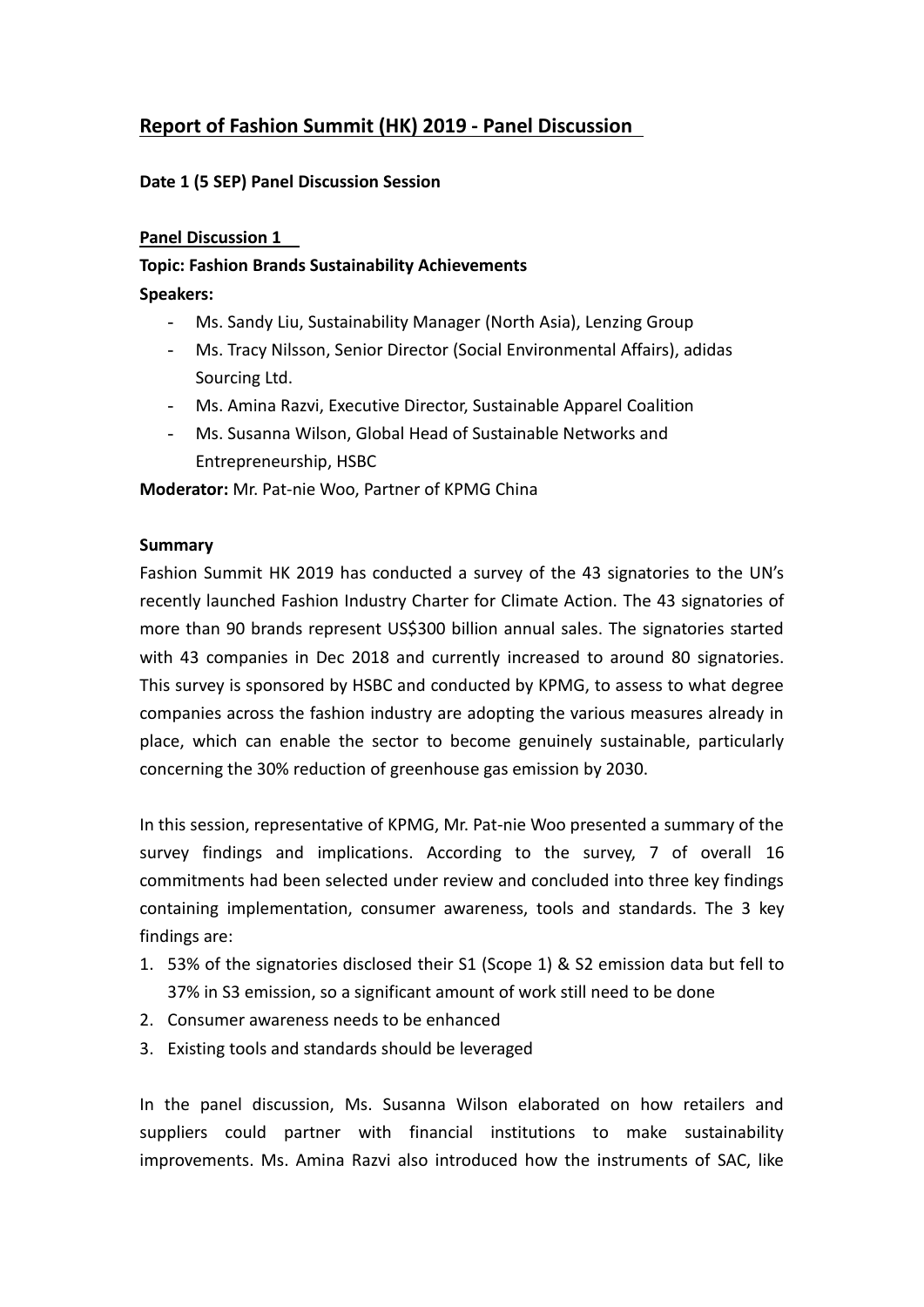# Report of Fashion Summit (HK) 2019 - Panel Discussion

**Date 1 (5 SEP) Panel Discussion Session**

**Panel Discussion 1**

**Topic: Fashion Brands Sustainability Achievements**

**Speakers:**

- Ms. Sandy Liu, Sustainability Manager (North Asia), Lenzing Group
- Ms. Tracy Nilsson, Senior Director (Social Environmental Affairs), adidas Sourcing Ltd.
- Ms. Amina Razvi, Executive Director, Sustainable Apparel Coalition
- Ms. Susanna Wilson, Global Head of Sustainable Networks and Entrepreneurship, HSBC

**Moderator:** Mr. Pat-nie Woo, Partner of KPMG China

**Summary**

Fashion Summit HK 2019 has conducted a survey of the 43 signatories to the UN's recently launched Fashion Industry Charter for Climate Action. The 43 signatories of more than 90 brands represent US$300 billion annual sales. The signatories started with 43 companies in Dec 2018 and currently increased to around 80 signatories. This survey is sponsored by HSBC and conducted by KPMG, to assess to what degree companies across the fashion industry are adopting the various measures already in place, which can enable the sector to become genuinely sustainable, particularly concerning the 30% reduction of greenhouse gas emission by 2030.

In this session, representative of KPMG, Mr. Pat-nie Woo presented a summary of the survey findings and implications. According to the survey, 7 of overall 16 commitments had been selected under review and concluded into three key findings containing implementation, consumer awareness, tools and standards. The 3 key findings are:

1. 53% of the signatories disclosed their S1 (Scope 1) & S2 emission data but fell to 37% in S3 emission, so a significant amount of work still need to be done
2. Consumer awareness needs to be enhanced
3. Existing tools and standards should be leveraged

In the panel discussion, Ms. Susanna Wilson elaborated on how retailers and suppliers could partner with financial institutions to make sustainability improvements. Ms. Amina Razvi also introduced how the instruments of SAC, like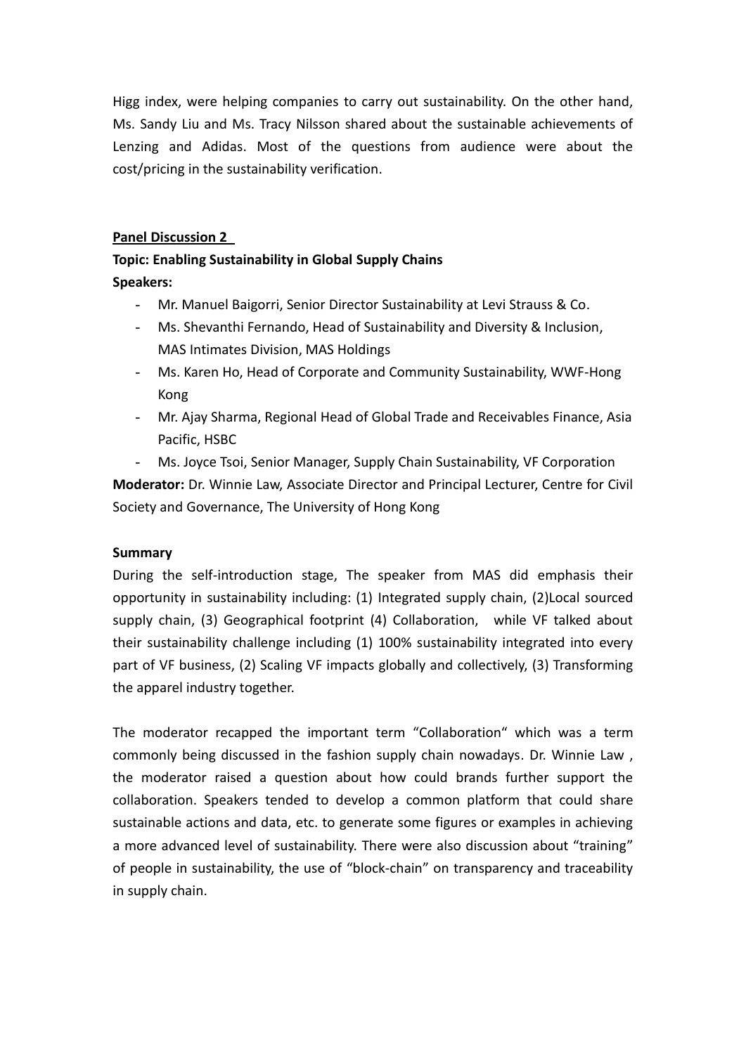Higg index, were helping companies to carry out sustainability. On the other hand, Ms. Sandy Liu and Ms. Tracy Nilsson shared about the sustainable achievements of Lenzing and Adidas. Most of the questions from audience were about the cost/pricing in the sustainability verification.

**Panel Discussion 2**

**Topic: Enabling Sustainability in Global Supply Chains**

**Speakers:**

- Mr. Manuel Baigorri, Senior Director Sustainability at Levi Strauss & Co.
- Ms. Shevanthi Fernando, Head of Sustainability and Diversity & Inclusion, MAS Intimates Division, MAS Holdings
- Ms. Karen Ho, Head of Corporate and Community Sustainability, WWF-Hong Kong
- Mr. Ajay Sharma, Regional Head of Global Trade and Receivables Finance, Asia Pacific, HSBC
- Ms. Joyce Tsoi, Senior Manager, Supply Chain Sustainability, VF Corporation

**Moderator:** Dr. Winnie Law, Associate Director and Principal Lecturer, Centre for Civil Society and Governance, The University of Hong Kong

**Summary**

During the self-introduction stage, The speaker from MAS did emphasis their opportunity in sustainability including: (1) Integrated supply chain, (2)Local sourced supply chain, (3) Geographical footprint (4) Collaboration, while VF talked about their sustainability challenge including (1) 100% sustainability integrated into every part of VF business, (2) Scaling VF impacts globally and collectively, (3) Transforming the apparel industry together.

The moderator recapped the important term "Collaboration" which was a term commonly being discussed in the fashion supply chain nowadays. Dr. Winnie Law , the moderator raised a question about how could brands further support the collaboration. Speakers tended to develop a common platform that could share sustainable actions and data, etc. to generate some figures or examples in achieving a more advanced level of sustainability. There were also discussion about "training" of people in sustainability, the use of "block-chain" on transparency and traceability in supply chain.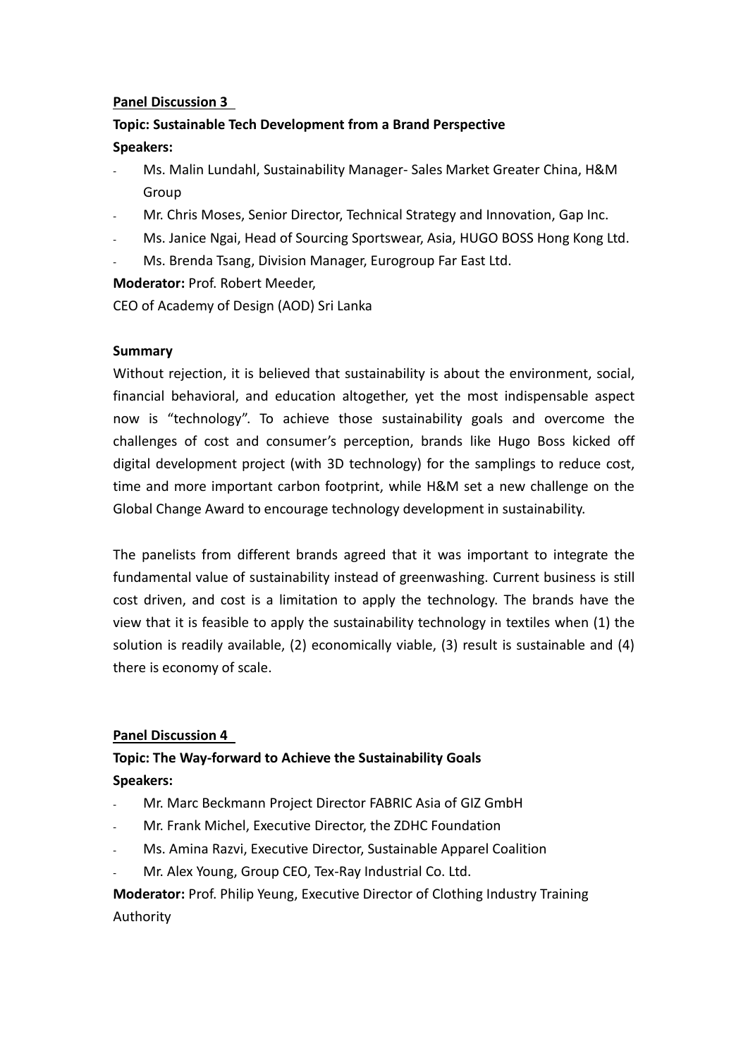**Panel Discussion 3**

**Topic: Sustainable Tech Development from a Brand Perspective**

**Speakers:**

- Ms. Malin Lundahl, Sustainability Manager- Sales Market Greater China, H&M Group
- Mr. Chris Moses, Senior Director, Technical Strategy and Innovation, Gap Inc.
- Ms. Janice Ngai, Head of Sourcing Sportswear, Asia, HUGO BOSS Hong Kong Ltd.
- Ms. Brenda Tsang, Division Manager, Eurogroup Far East Ltd.

**Moderator:** Prof. Robert Meeder,
CEO of Academy of Design (AOD) Sri Lanka

**Summary**

Without rejection, it is believed that sustainability is about the environment, social, financial behavioral, and education altogether, yet the most indispensable aspect now is "technology". To achieve those sustainability goals and overcome the challenges of cost and consumer's perception, brands like Hugo Boss kicked off digital development project (with 3D technology) for the samplings to reduce cost, time and more important carbon footprint, while H&M set a new challenge on the Global Change Award to encourage technology development in sustainability.

The panelists from different brands agreed that it was important to integrate the fundamental value of sustainability instead of greenwashing. Current business is still cost driven, and cost is a limitation to apply the technology. The brands have the view that it is feasible to apply the sustainability technology in textiles when (1) the solution is readily available, (2) economically viable, (3) result is sustainable and (4) there is economy of scale.

**Panel Discussion 4**

**Topic: The Way-forward to Achieve the Sustainability Goals**

**Speakers:**

- Mr. Marc Beckmann Project Director FABRIC Asia of GIZ GmbH
- Mr. Frank Michel, Executive Director, the ZDHC Foundation
- Ms. Amina Razvi, Executive Director, Sustainable Apparel Coalition
- Mr. Alex Young, Group CEO, Tex-Ray Industrial Co. Ltd.

**Moderator:** Prof. Philip Yeung, Executive Director of Clothing Industry Training Authority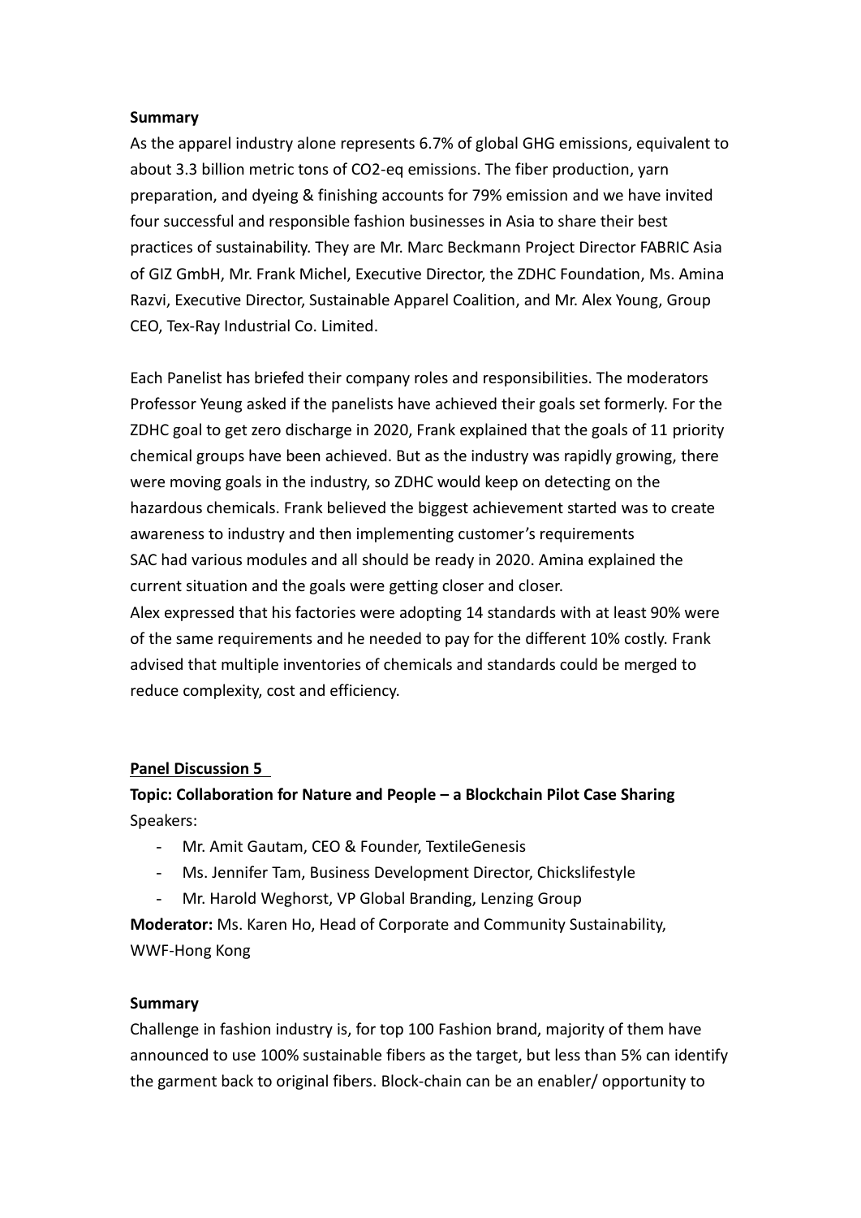**Summary**

As the apparel industry alone represents 6.7% of global GHG emissions, equivalent to about 3.3 billion metric tons of CO2-eq emissions. The fiber production, yarn preparation, and dyeing & finishing accounts for 79% emission and we have invited four successful and responsible fashion businesses in Asia to share their best practices of sustainability. They are Mr. Marc Beckmann Project Director FABRIC Asia of GIZ GmbH, Mr. Frank Michel, Executive Director, the ZDHC Foundation, Ms. Amina Razvi, Executive Director, Sustainable Apparel Coalition, and Mr. Alex Young, Group CEO, Tex-Ray Industrial Co. Limited.

Each Panelist has briefed their company roles and responsibilities. The moderators Professor Yeung asked if the panelists have achieved their goals set formerly. For the ZDHC goal to get zero discharge in 2020, Frank explained that the goals of 11 priority chemical groups have been achieved. But as the industry was rapidly growing, there were moving goals in the industry, so ZDHC would keep on detecting on the hazardous chemicals. Frank believed the biggest achievement started was to create awareness to industry and then implementing customer's requirements
SAC had various modules and all should be ready in 2020. Amina explained the current situation and the goals were getting closer and closer.
Alex expressed that his factories were adopting 14 standards with at least 90% were of the same requirements and he needed to pay for the different 10% costly. Frank advised that multiple inventories of chemicals and standards could be merged to reduce complexity, cost and efficiency.

**Panel Discussion 5**

**Topic: Collaboration for Nature and People – a Blockchain Pilot Case Sharing**
Speakers:

- Mr. Amit Gautam, CEO & Founder, TextileGenesis
- Ms. Jennifer Tam, Business Development Director, Chickslifestyle
- Mr. Harold Weghorst, VP Global Branding, Lenzing Group

**Moderator:** Ms. Karen Ho, Head of Corporate and Community Sustainability, WWF-Hong Kong

**Summary**

Challenge in fashion industry is, for top 100 Fashion brand, majority of them have announced to use 100% sustainable fibers as the target, but less than 5% can identify the garment back to original fibers. Block-chain can be an enabler/ opportunity to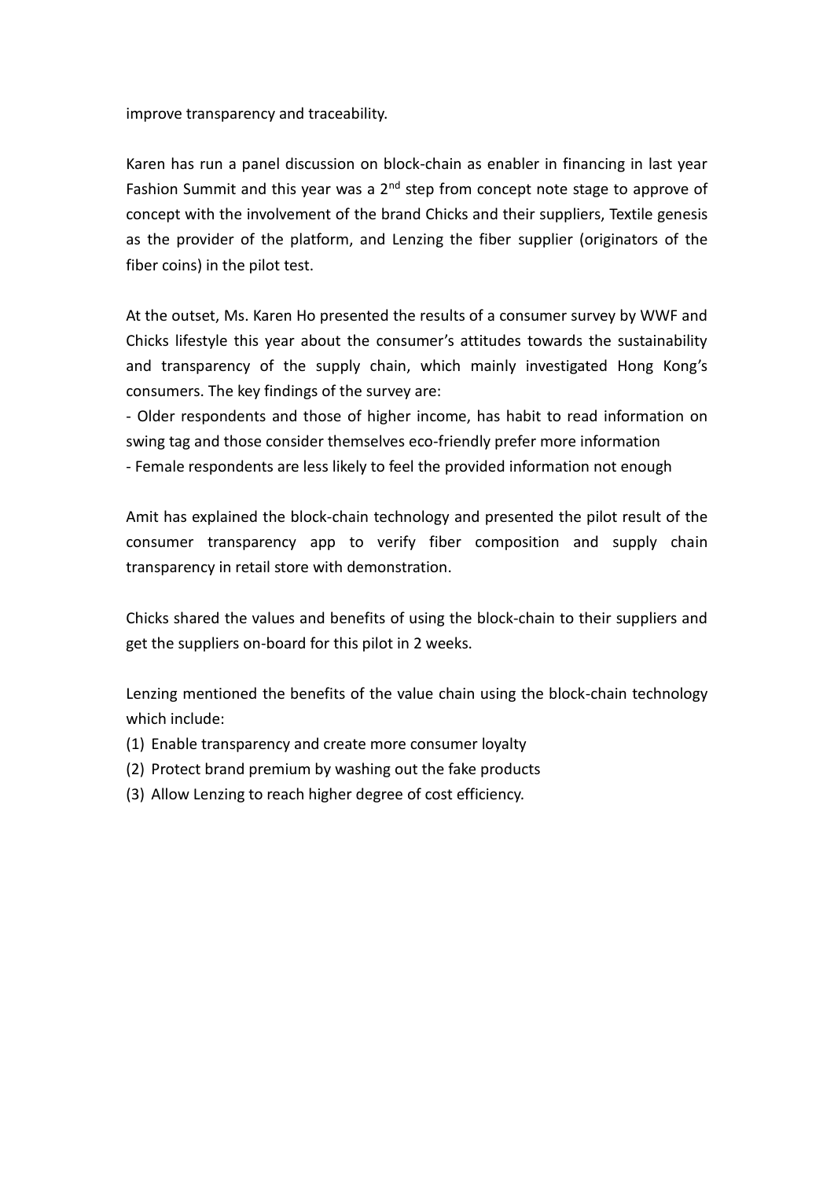improve transparency and traceability.

Karen has run a panel discussion on block-chain as enabler in financing in last year Fashion Summit and this year was a 2nd step from concept note stage to approve of concept with the involvement of the brand Chicks and their suppliers, Textile genesis as the provider of the platform, and Lenzing the fiber supplier (originators of the fiber coins) in the pilot test.

At the outset, Ms. Karen Ho presented the results of a consumer survey by WWF and Chicks lifestyle this year about the consumer's attitudes towards the sustainability and transparency of the supply chain, which mainly investigated Hong Kong's consumers. The key findings of the survey are:

- Older respondents and those of higher income, has habit to read information on swing tag and those consider themselves eco-friendly prefer more information
- Female respondents are less likely to feel the provided information not enough

Amit has explained the block-chain technology and presented the pilot result of the consumer transparency app to verify fiber composition and supply chain transparency in retail store with demonstration.

Chicks shared the values and benefits of using the block-chain to their suppliers and get the suppliers on-board for this pilot in 2 weeks.

Lenzing mentioned the benefits of the value chain using the block-chain technology which include:

(1) Enable transparency and create more consumer loyalty
(2) Protect brand premium by washing out the fake products
(3) Allow Lenzing to reach higher degree of cost efficiency.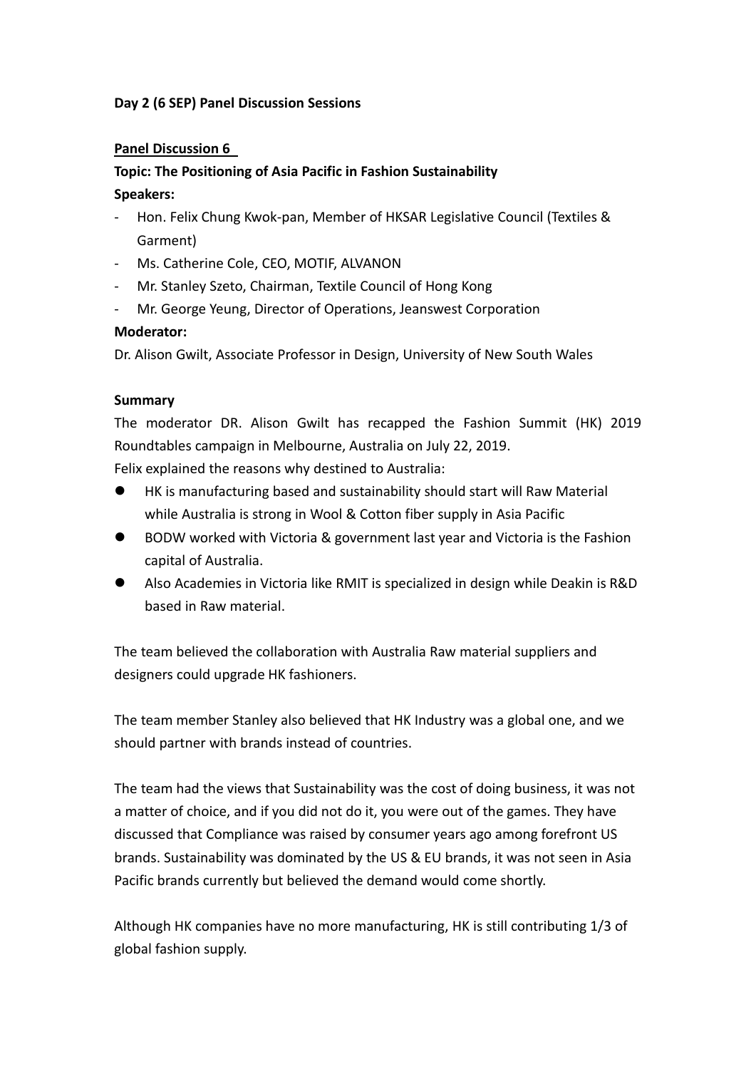**Day 2 (6 SEP) Panel Discussion Sessions**

**Panel Discussion 6**

**Topic: The Positioning of Asia Pacific in Fashion Sustainability**

**Speakers:**

- Hon. Felix Chung Kwok-pan, Member of HKSAR Legislative Council (Textiles & Garment)
- Ms. Catherine Cole, CEO, MOTIF, ALVANON
- Mr. Stanley Szeto, Chairman, Textile Council of Hong Kong
- Mr. George Yeung, Director of Operations, Jeanswest Corporation

**Moderator:**

Dr. Alison Gwilt, Associate Professor in Design, University of New South Wales

**Summary**

The moderator DR. Alison Gwilt has recapped the Fashion Summit (HK) 2019 Roundtables campaign in Melbourne, Australia on July 22, 2019.

Felix explained the reasons why destined to Australia:

- HK is manufacturing based and sustainability should start will Raw Material while Australia is strong in Wool & Cotton fiber supply in Asia Pacific
- BODW worked with Victoria & government last year and Victoria is the Fashion capital of Australia.
- Also Academies in Victoria like RMIT is specialized in design while Deakin is R&D based in Raw material.

The team believed the collaboration with Australia Raw material suppliers and designers could upgrade HK fashioners.

The team member Stanley also believed that HK Industry was a global one, and we should partner with brands instead of countries.

The team had the views that Sustainability was the cost of doing business, it was not a matter of choice, and if you did not do it, you were out of the games. They have discussed that Compliance was raised by consumer years ago among forefront US brands. Sustainability was dominated by the US & EU brands, it was not seen in Asia Pacific brands currently but believed the demand would come shortly.

Although HK companies have no more manufacturing, HK is still contributing 1/3 of global fashion supply.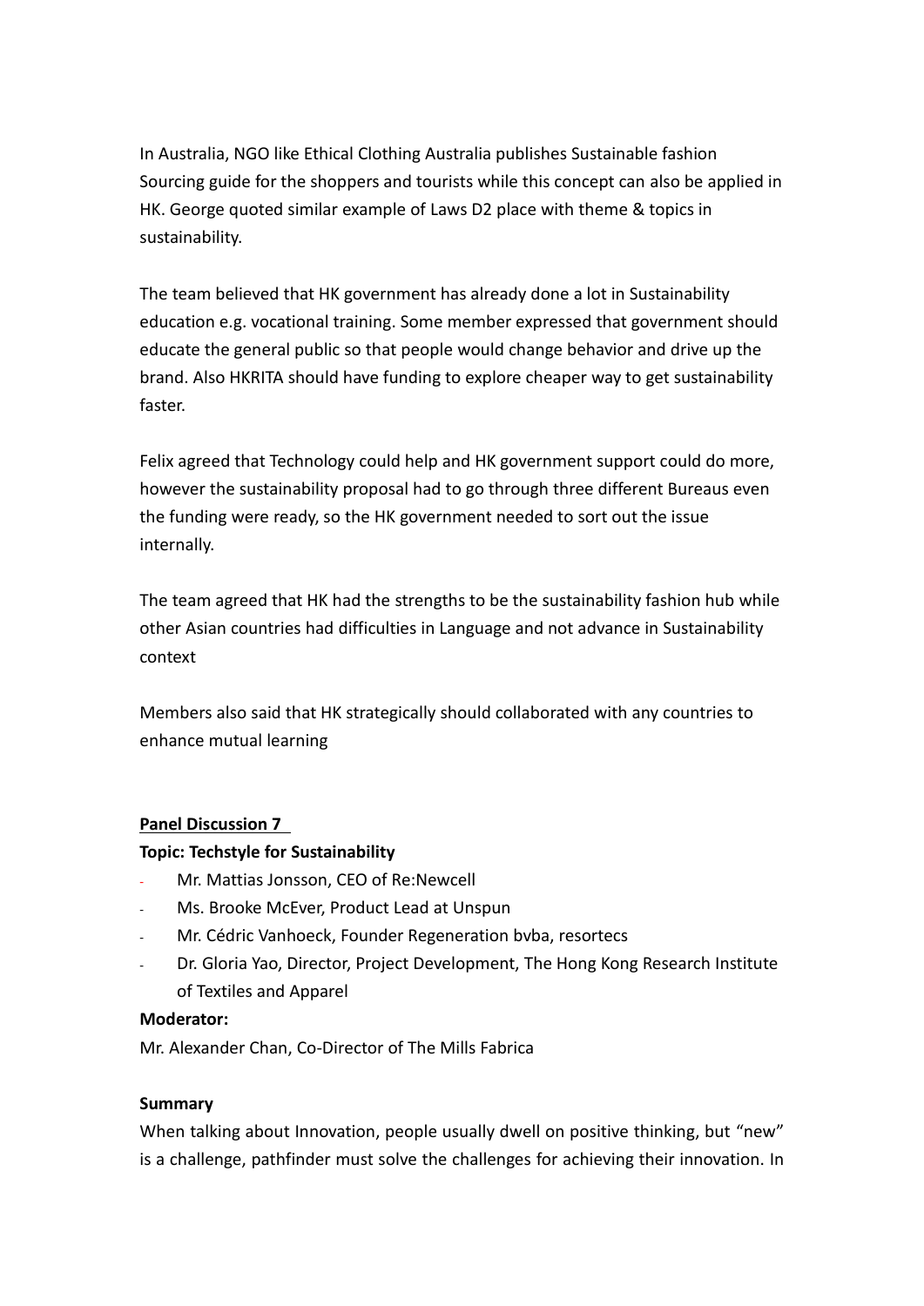In Australia, NGO like Ethical Clothing Australia publishes Sustainable fashion Sourcing guide for the shoppers and tourists while this concept can also be applied in HK. George quoted similar example of Laws D2 place with theme & topics in sustainability.

The team believed that HK government has already done a lot in Sustainability education e.g. vocational training. Some member expressed that government should educate the general public so that people would change behavior and drive up the brand. Also HKRITA should have funding to explore cheaper way to get sustainability faster.

Felix agreed that Technology could help and HK government support could do more, however the sustainability proposal had to go through three different Bureaus even the funding were ready, so the HK government needed to sort out the issue internally.

The team agreed that HK had the strengths to be the sustainability fashion hub while other Asian countries had difficulties in Language and not advance in Sustainability context

Members also said that HK strategically should collaborated with any countries to enhance mutual learning

**Panel Discussion 7**

**Topic: Techstyle for Sustainability**

- Mr. Mattias Jonsson, CEO of Re:Newcell
- Ms. Brooke McEver, Product Lead at Unspun
- Mr. Cédric Vanhoeck, Founder Regeneration bvba, resortecs
- Dr. Gloria Yao, Director, Project Development, The Hong Kong Research Institute of Textiles and Apparel

**Moderator:**

Mr. Alexander Chan, Co-Director of The Mills Fabrica

**Summary**

When talking about Innovation, people usually dwell on positive thinking, but "new" is a challenge, pathfinder must solve the challenges for achieving their innovation. In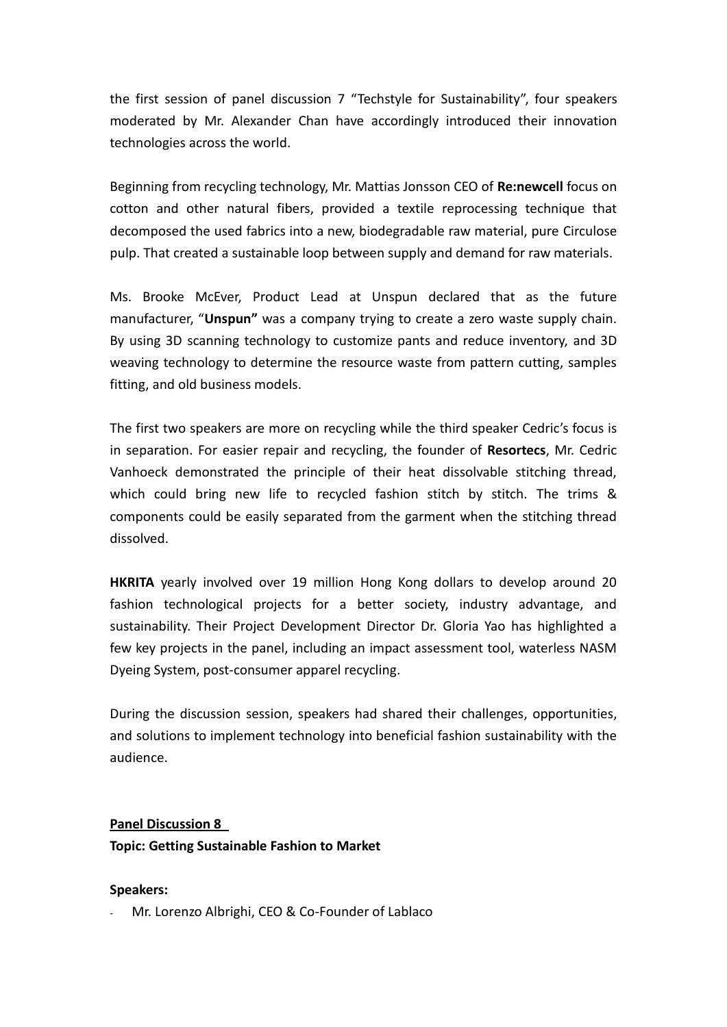the first session of panel discussion 7 "Techstyle for Sustainability", four speakers moderated by Mr. Alexander Chan have accordingly introduced their innovation technologies across the world.

Beginning from recycling technology, Mr. Mattias Jonsson CEO of **Re:newcell** focus on cotton and other natural fibers, provided a textile reprocessing technique that decomposed the used fabrics into a new, biodegradable raw material, pure Circulose pulp. That created a sustainable loop between supply and demand for raw materials.

Ms. Brooke McEver, Product Lead at Unspun declared that as the future manufacturer, "**Unspun"** was a company trying to create a zero waste supply chain. By using 3D scanning technology to customize pants and reduce inventory, and 3D weaving technology to determine the resource waste from pattern cutting, samples fitting, and old business models.

The first two speakers are more on recycling while the third speaker Cedric's focus is in separation. For easier repair and recycling, the founder of **Resortecs**, Mr. Cedric Vanhoeck demonstrated the principle of their heat dissolvable stitching thread, which could bring new life to recycled fashion stitch by stitch. The trims & components could be easily separated from the garment when the stitching thread dissolved.

**HKRITA** yearly involved over 19 million Hong Kong dollars to develop around 20 fashion technological projects for a better society, industry advantage, and sustainability. Their Project Development Director Dr. Gloria Yao has highlighted a few key projects in the panel, including an impact assessment tool, waterless NASM Dyeing System, post-consumer apparel recycling.

During the discussion session, speakers had shared their challenges, opportunities, and solutions to implement technology into beneficial fashion sustainability with the audience.

**Panel Discussion 8**

**Topic: Getting Sustainable Fashion to Market**

**Speakers:**

- Mr. Lorenzo Albrighi, CEO & Co-Founder of Lablaco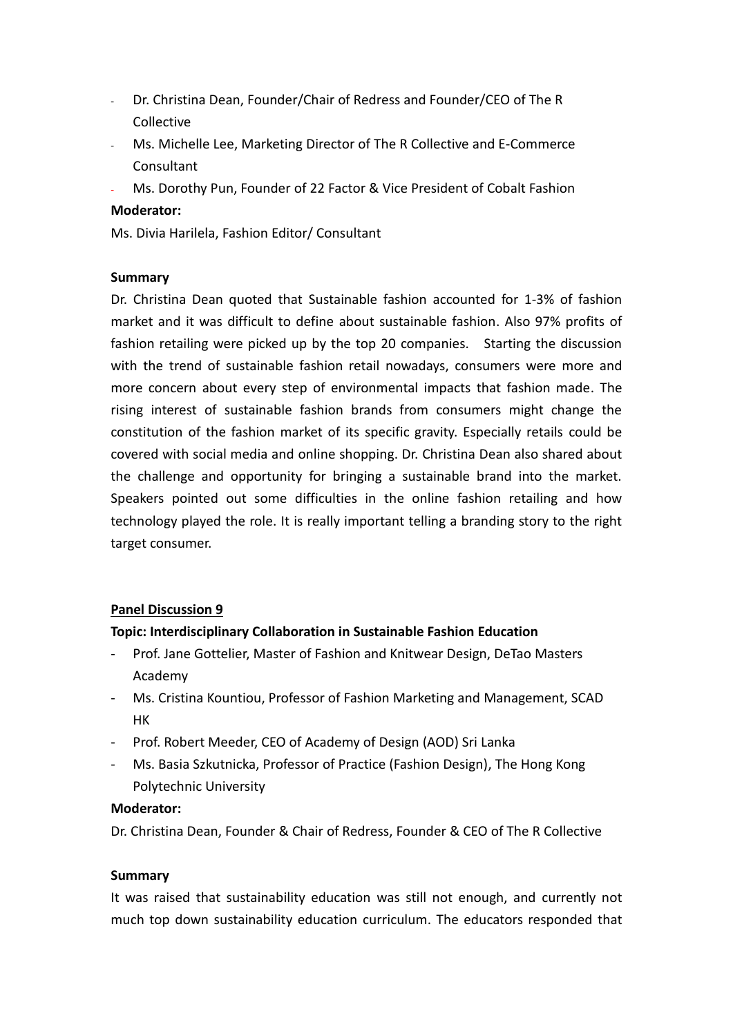- Dr. Christina Dean, Founder/Chair of Redress and Founder/CEO of The R Collective
- Ms. Michelle Lee, Marketing Director of The R Collective and E-Commerce Consultant
- Ms. Dorothy Pun, Founder of 22 Factor & Vice President of Cobalt Fashion

**Moderator:**

Ms. Divia Harilela, Fashion Editor/ Consultant

**Summary**

Dr. Christina Dean quoted that Sustainable fashion accounted for 1-3% of fashion market and it was difficult to define about sustainable fashion. Also 97% profits of fashion retailing were picked up by the top 20 companies. Starting the discussion with the trend of sustainable fashion retail nowadays, consumers were more and more concern about every step of environmental impacts that fashion made. The rising interest of sustainable fashion brands from consumers might change the constitution of the fashion market of its specific gravity. Especially retails could be covered with social media and online shopping. Dr. Christina Dean also shared about the challenge and opportunity for bringing a sustainable brand into the market. Speakers pointed out some difficulties in the online fashion retailing and how technology played the role. It is really important telling a branding story to the right target consumer.

**Panel Discussion 9**

**Topic: Interdisciplinary Collaboration in Sustainable Fashion Education**

- Prof. Jane Gottelier, Master of Fashion and Knitwear Design, DeTao Masters Academy
- Ms. Cristina Kountiou, Professor of Fashion Marketing and Management, SCAD HK
- Prof. Robert Meeder, CEO of Academy of Design (AOD) Sri Lanka
- Ms. Basia Szkutnicka, Professor of Practice (Fashion Design), The Hong Kong Polytechnic University

**Moderator:**

Dr. Christina Dean, Founder & Chair of Redress, Founder & CEO of The R Collective

**Summary**

It was raised that sustainability education was still not enough, and currently not much top down sustainability education curriculum. The educators responded that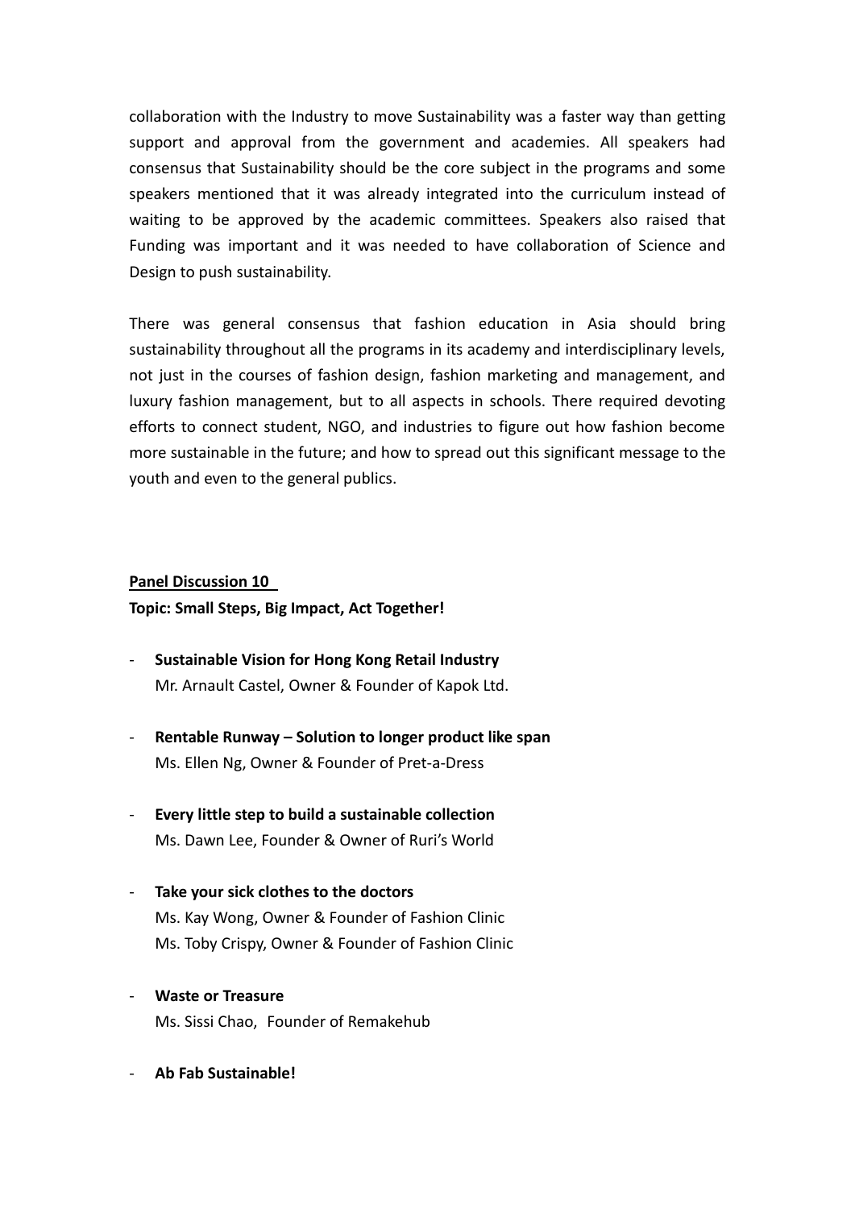collaboration with the Industry to move Sustainability was a faster way than getting support and approval from the government and academies. All speakers had consensus that Sustainability should be the core subject in the programs and some speakers mentioned that it was already integrated into the curriculum instead of waiting to be approved by the academic committees. Speakers also raised that Funding was important and it was needed to have collaboration of Science and Design to push sustainability.

There was general consensus that fashion education in Asia should bring sustainability throughout all the programs in its academy and interdisciplinary levels, not just in the courses of fashion design, fashion marketing and management, and luxury fashion management, but to all aspects in schools. There required devoting efforts to connect student, NGO, and industries to figure out how fashion become more sustainable in the future; and how to spread out this significant message to the youth and even to the general publics.

**Panel Discussion 10**

**Topic: Small Steps, Big Impact, Act Together!**

- **Sustainable Vision for Hong Kong Retail Industry**
  Mr. Arnault Castel, Owner & Founder of Kapok Ltd.

- **Rentable Runway – Solution to longer product like span**
  Ms. Ellen Ng, Owner & Founder of Pret-a-Dress

- **Every little step to build a sustainable collection**
  Ms. Dawn Lee, Founder & Owner of Ruri's World

- **Take your sick clothes to the doctors**
  Ms. Kay Wong, Owner & Founder of Fashion Clinic
  Ms. Toby Crispy, Owner & Founder of Fashion Clinic

- **Waste or Treasure**
  Ms. Sissi Chao, Founder of Remakehub

- **Ab Fab Sustainable!**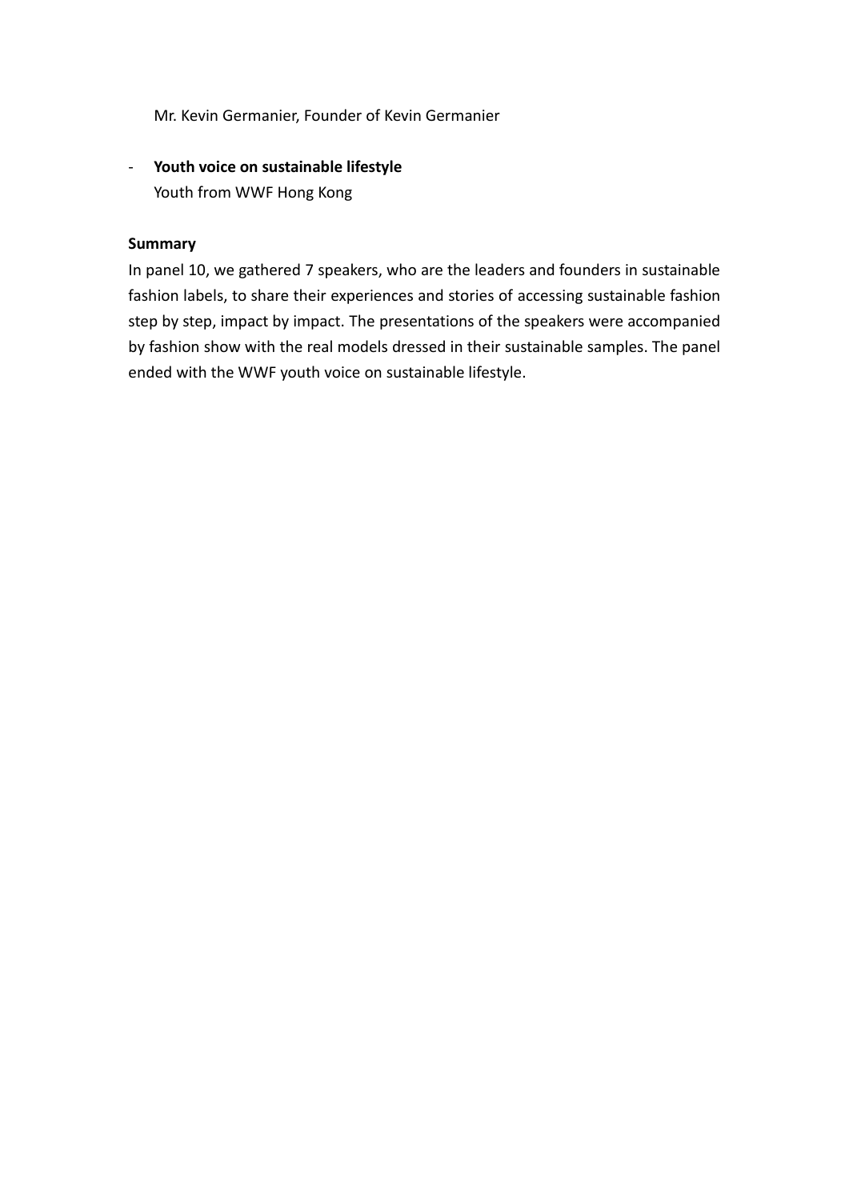Mr. Kevin Germanier, Founder of Kevin Germanier

- **Youth voice on sustainable lifestyle**
  Youth from WWF Hong Kong

**Summary**

In panel 10, we gathered 7 speakers, who are the leaders and founders in sustainable fashion labels, to share their experiences and stories of accessing sustainable fashion step by step, impact by impact. The presentations of the speakers were accompanied by fashion show with the real models dressed in their sustainable samples. The panel ended with the WWF youth voice on sustainable lifestyle.